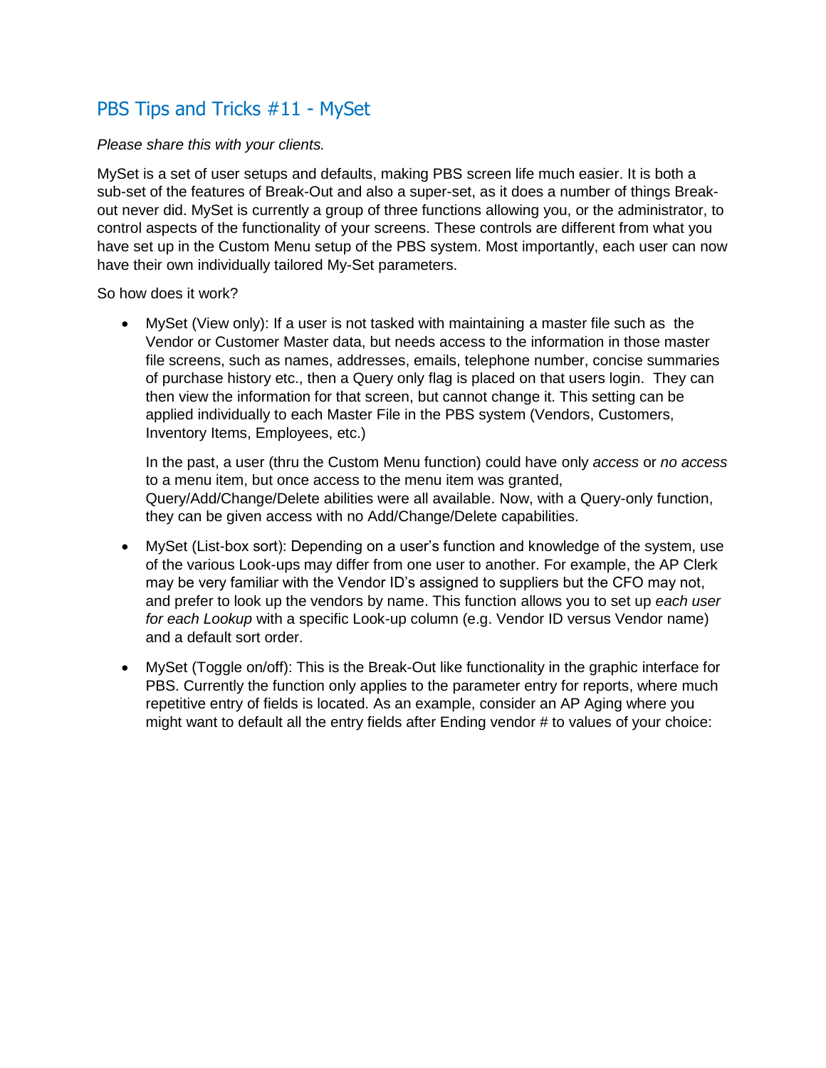# PBS Tips and Tricks #11 - MySet

*Please share this with your clients.*

MySet is a set of user setups and defaults, making PBS screen life much easier. It is both a sub-set of the features of Break-Out and also a super-set, as it does a number of things Break-out never did. MySet is currently a group of three functions allowing you, or the administrator, to control aspects of the functionality of your screens. These controls are different from what you have set up in the Custom Menu setup of the PBS system. Most importantly, each user can now have their own individually tailored My-Set parameters.

So how does it work?

- MySet (View only): If a user is not tasked with maintaining a master file such as the Vendor or Customer Master data, but needs access to the information in those master file screens, such as names, addresses, emails, telephone number, concise summaries of purchase history etc., then a Query only flag is placed on that users login. They can then view the information for that screen, but cannot change it. This setting can be applied individually to each Master File in the PBS system (Vendors, Customers, Inventory Items, Employees, etc.)

  In the past, a user (thru the Custom Menu function) could have only *access* or *no access* to a menu item, but once access to the menu item was granted, Query/Add/Change/Delete abilities were all available. Now, with a Query-only function, they can be given access with no Add/Change/Delete capabilities.

- MySet (List-box sort): Depending on a user's function and knowledge of the system, use of the various Look-ups may differ from one user to another. For example, the AP Clerk may be very familiar with the Vendor ID's assigned to suppliers but the CFO may not, and prefer to look up the vendors by name. This function allows you to set up *each user for each Lookup* with a specific Look-up column (e.g. Vendor ID versus Vendor name) and a default sort order.

- MySet (Toggle on/off): This is the Break-Out like functionality in the graphic interface for PBS. Currently the function only applies to the parameter entry for reports, where much repetitive entry of fields is located. As an example, consider an AP Aging where you might want to default all the entry fields after Ending vendor # to values of your choice: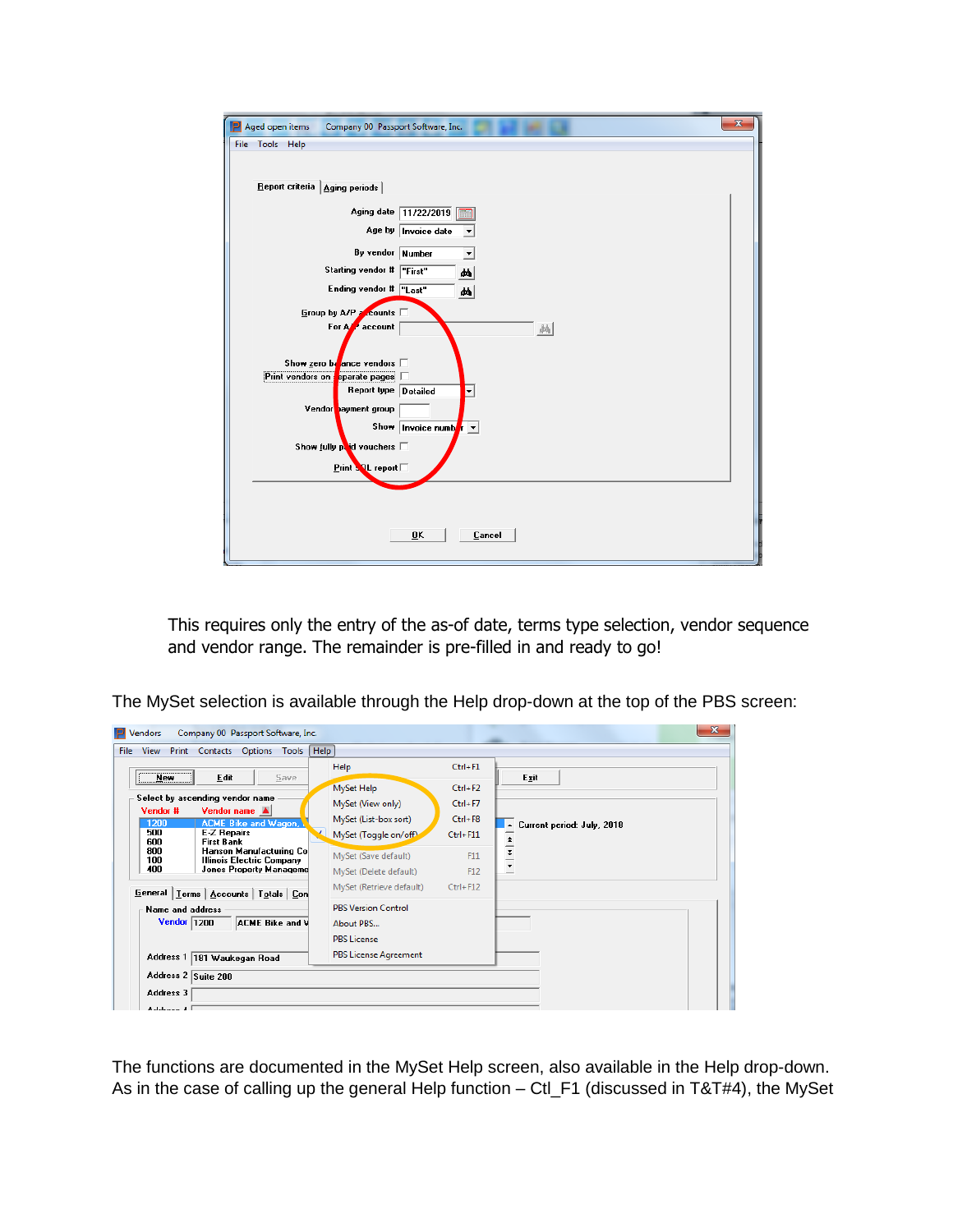This requires only the entry of the as-of date, terms type selection, vendor sequence and vendor range. The remainder is pre-filled in and ready to go!

The MySet selection is available through the Help drop-down at the top of the PBS screen:

The functions are documented in the MySet Help screen, also available in the Help drop-down. As in the case of calling up the general Help function – Ctl_F1 (discussed in T&T#4), the MySet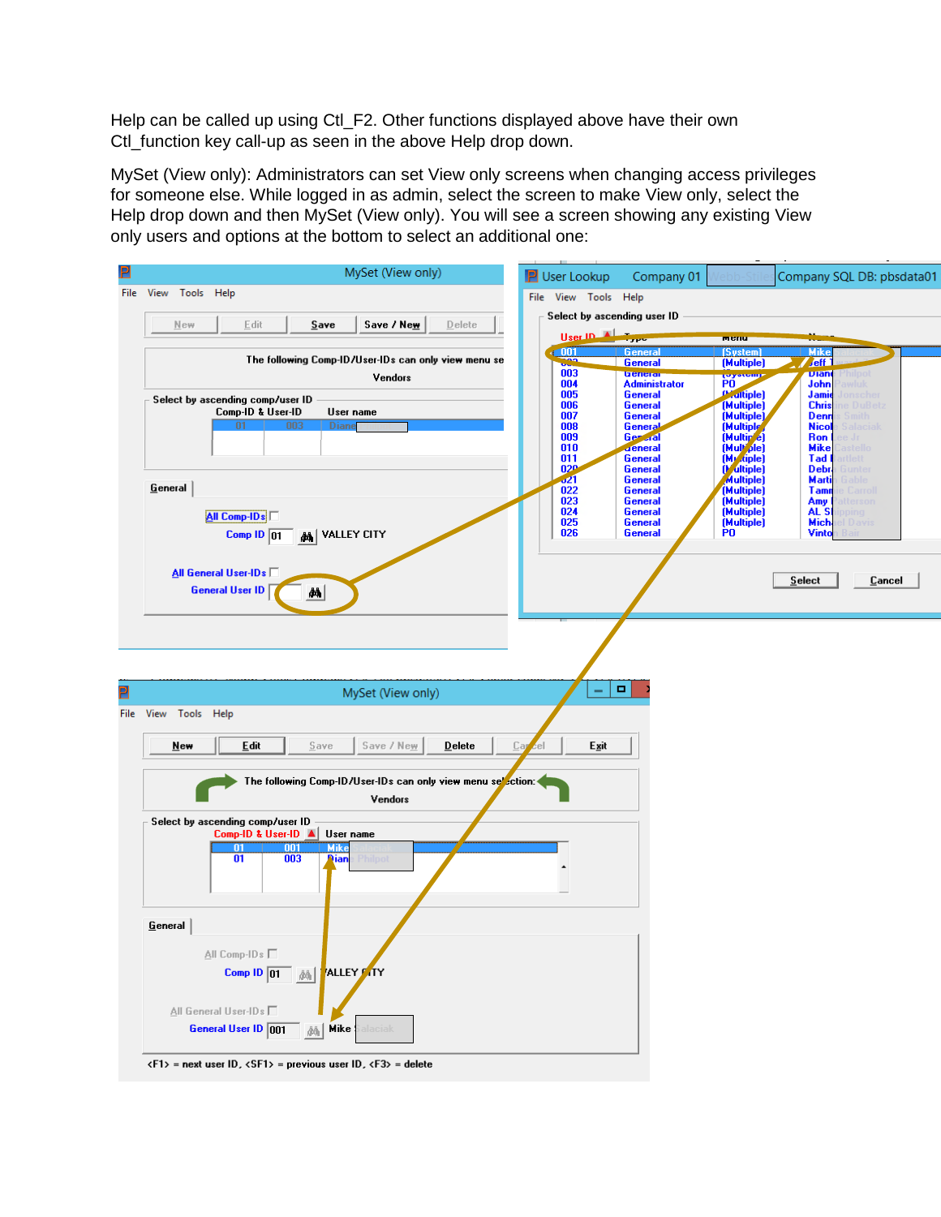Help can be called up using Ctl_F2. Other functions displayed above have their own Ctl_function key call-up as seen in the above Help drop down.

MySet (View only): Administrators can set View only screens when changing access privileges for someone else. While logged in as admin, select the screen to make View only, select the Help drop down and then MySet (View only). You will see a screen showing any existing View only users and options at the bottom to select an additional one: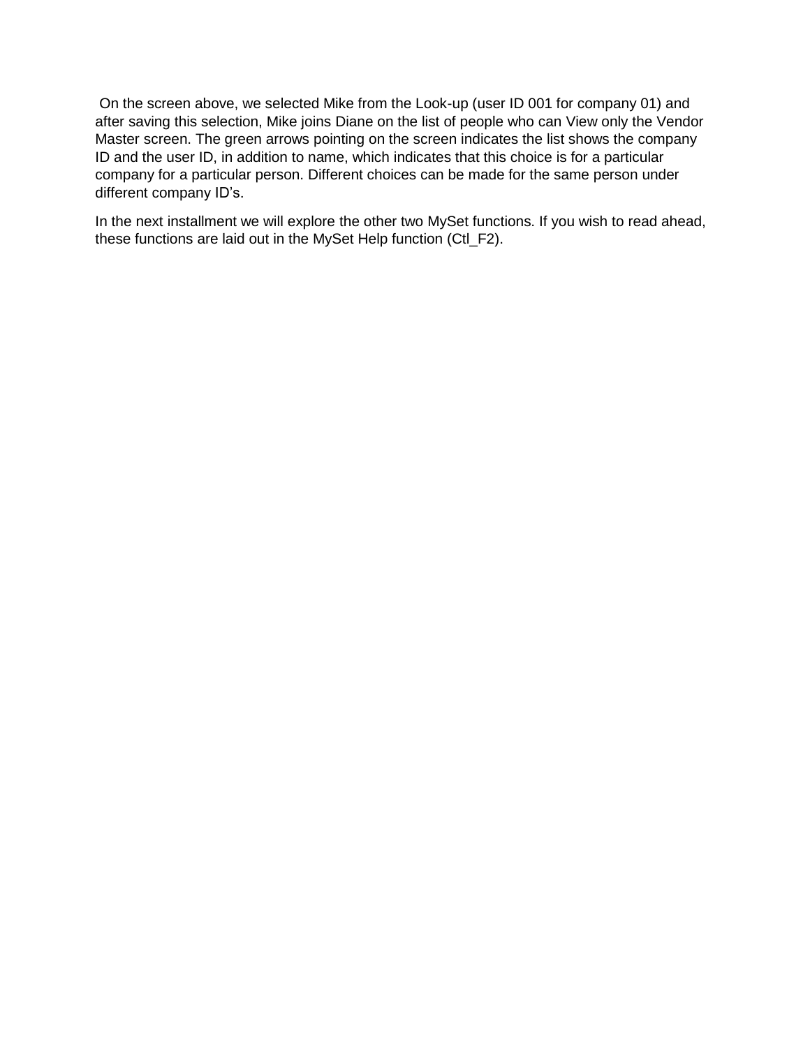On the screen above, we selected Mike from the Look-up (user ID 001 for company 01) and after saving this selection, Mike joins Diane on the list of people who can View only the Vendor Master screen. The green arrows pointing on the screen indicates the list shows the company ID and the user ID, in addition to name, which indicates that this choice is for a particular company for a particular person. Different choices can be made for the same person under different company ID's.

In the next installment we will explore the other two MySet functions. If you wish to read ahead, these functions are laid out in the MySet Help function (Ctl_F2).